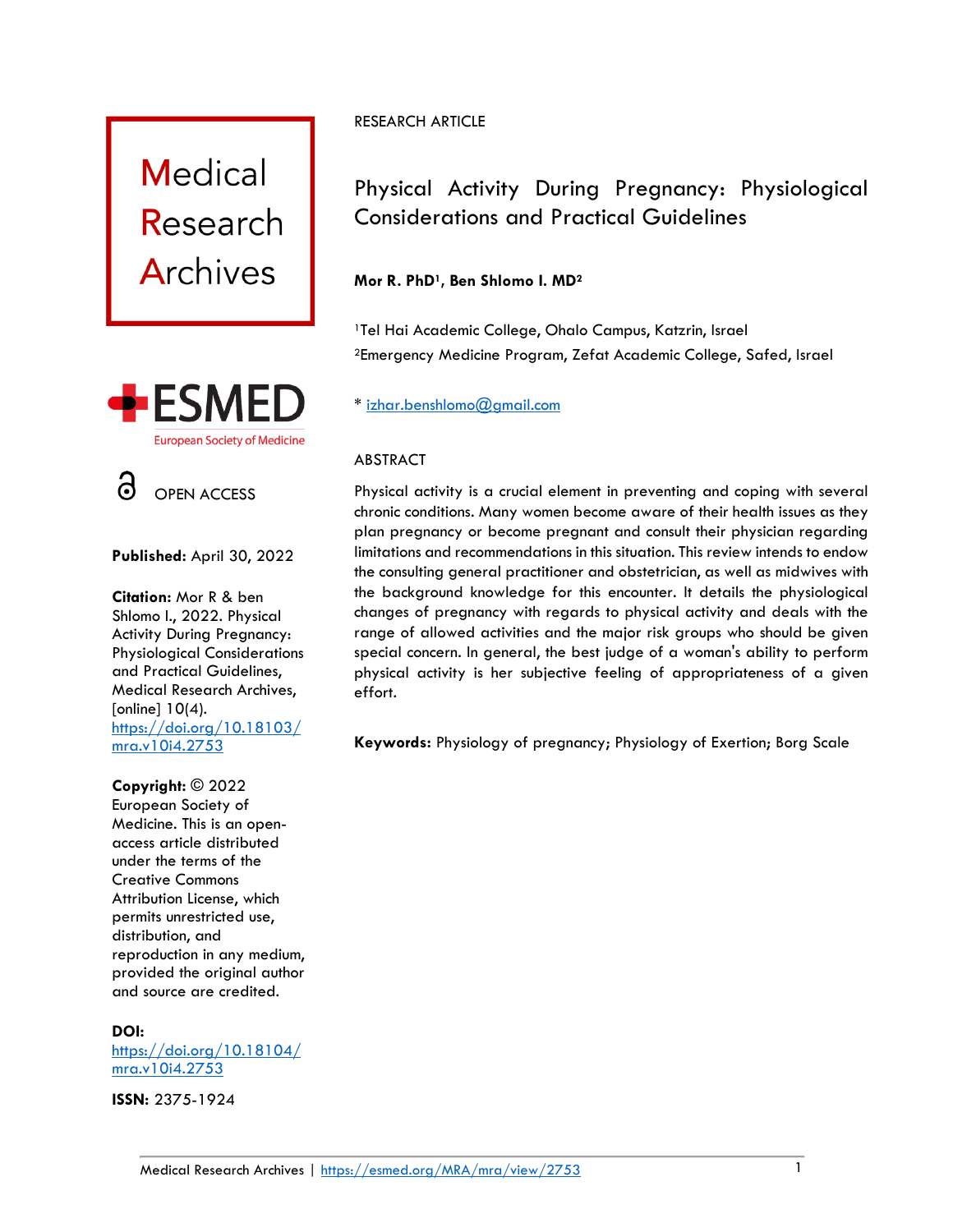Medical Research Archives

ESMED European Society of Medicine

OPEN ACCESS

**Published:** April 30, 2022

**Citation:** Mor R & ben Shlomo I., 2022. Physical Activity During Pregnancy: Physiological Considerations and Practical Guidelines, Medical Research Archives, [online] 10(4). https://doi.org/10.18103/mra.v10i4.2753

**Copyright:** © 2022 European Society of Medicine. This is an open-access article distributed under the terms of the Creative Commons Attribution License, which permits unrestricted use, distribution, and reproduction in any medium, provided the original author and source are credited.

**DOI:** https://doi.org/10.18104/mra.v10i4.2753

**ISSN:** 2375-1924

RESEARCH ARTICLE

# Physical Activity During Pregnancy: Physiological Considerations and Practical Guidelines

**Mor R. PhD[1], Ben Shlomo I. MD[2]**

[1]Tel Hai Academic College, Ohalo Campus, Katzrin, Israel

[2]Emergency Medicine Program, Zefat Academic College, Safed, Israel

* izhar.benshlomo@gmail.com

## ABSTRACT

Physical activity is a crucial element in preventing and coping with several chronic conditions. Many women become aware of their health issues as they plan pregnancy or become pregnant and consult their physician regarding limitations and recommendations in this situation. This review intends to endow the consulting general practitioner and obstetrician, as well as midwives with the background knowledge for this encounter. It details the physiological changes of pregnancy with regards to physical activity and deals with the range of allowed activities and the major risk groups who should be given special concern. In general, the best judge of a woman's ability to perform physical activity is her subjective feeling of appropriateness of a given effort.

**Keywords:** Physiology of pregnancy; Physiology of Exertion; Borg Scale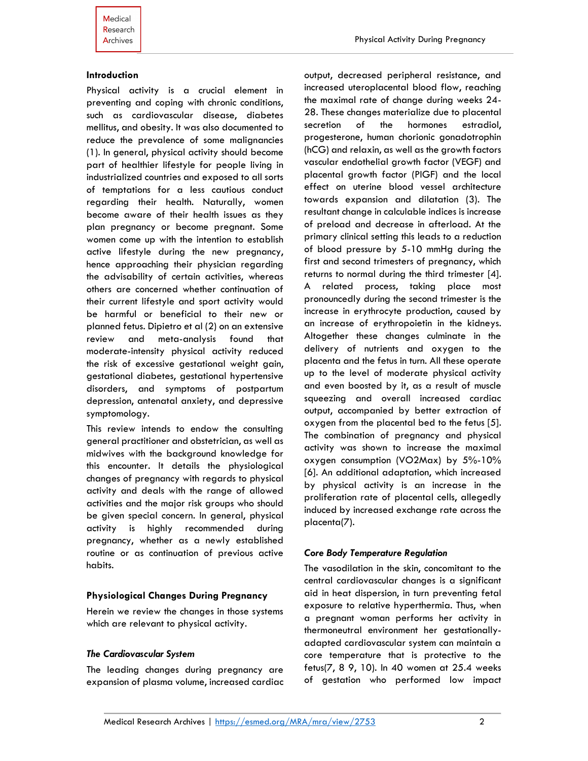## Introduction

Physical activity is a crucial element in preventing and coping with chronic conditions, such as cardiovascular disease, diabetes mellitus, and obesity. It was also documented to reduce the prevalence of some malignancies (1). In general, physical activity should become part of healthier lifestyle for people living in industrialized countries and exposed to all sorts of temptations for a less cautious conduct regarding their health. Naturally, women become aware of their health issues as they plan pregnancy or become pregnant. Some women come up with the intention to establish active lifestyle during the new pregnancy, hence approaching their physician regarding the advisability of certain activities, whereas others are concerned whether continuation of their current lifestyle and sport activity would be harmful or beneficial to their new or planned fetus. Dipietro et al (2) on an extensive review and meta-analysis found that moderate-intensity physical activity reduced the risk of excessive gestational weight gain, gestational diabetes, gestational hypertensive disorders, and symptoms of postpartum depression, antenatal anxiety, and depressive symptomology.

This review intends to endow the consulting general practitioner and obstetrician, as well as midwives with the background knowledge for this encounter. It details the physiological changes of pregnancy with regards to physical activity and deals with the range of allowed activities and the major risk groups who should be given special concern. In general, physical activity is highly recommended during pregnancy, whether as a newly established routine or as continuation of previous active habits.

## Physiological Changes During Pregnancy

Herein we review the changes in those systems which are relevant to physical activity.

### *The Cardiovascular System*

The leading changes during pregnancy are expansion of plasma volume, increased cardiac output, decreased peripheral resistance, and increased uteroplacental blood flow, reaching the maximal rate of change during weeks 24-28. These changes materialize due to placental secretion of the hormones estradiol, progesterone, human chorionic gonadotrophin (hCG) and relaxin, as well as the growth factors vascular endothelial growth factor (VEGF) and placental growth factor (PIGF) and the local effect on uterine blood vessel architecture towards expansion and dilatation (3). The resultant change in calculable indices is increase of preload and decrease in afterload. At the primary clinical setting this leads to a reduction of blood pressure by 5-10 mmHg during the first and second trimesters of pregnancy, which returns to normal during the third trimester [4]. A related process, taking place most pronouncedly during the second trimester is the increase in erythrocyte production, caused by an increase of erythropoietin in the kidneys. Altogether these changes culminate in the delivery of nutrients and oxygen to the placenta and the fetus in turn. All these operate up to the level of moderate physical activity and even boosted by it, as a result of muscle squeezing and overall increased cardiac output, accompanied by better extraction of oxygen from the placental bed to the fetus [5]. The combination of pregnancy and physical activity was shown to increase the maximal oxygen consumption (VO2Max) by 5%-10% [6]. An additional adaptation, which increased by physical activity is an increase in the proliferation rate of placental cells, allegedly induced by increased exchange rate across the placenta(7).

### *Core Body Temperature Regulation*

The vasodilation in the skin, concomitant to the central cardiovascular changes is a significant aid in heat dispersion, in turn preventing fetal exposure to relative hyperthermia. Thus, when a pregnant woman performs her activity in thermoneutral environment her gestationally-adapted cardiovascular system can maintain a core temperature that is protective to the fetus(7, 8 9, 10). In 40 women at 25.4 weeks of gestation who performed low impact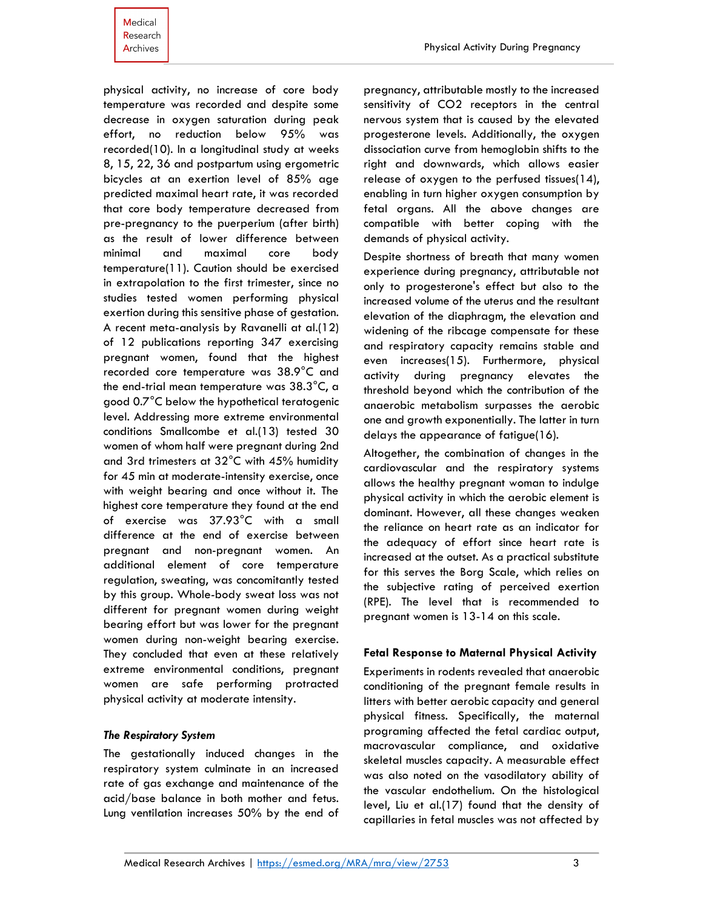physical activity, no increase of core body temperature was recorded and despite some decrease in oxygen saturation during peak effort, no reduction below 95% was recorded(10). In a longitudinal study at weeks 8, 15, 22, 36 and postpartum using ergometric bicycles at an exertion level of 85% age predicted maximal heart rate, it was recorded that core body temperature decreased from pre-pregnancy to the puerperium (after birth) as the result of lower difference between minimal and maximal core body temperature(11). Caution should be exercised in extrapolation to the first trimester, since no studies tested women performing physical exertion during this sensitive phase of gestation. A recent meta-analysis by Ravanelli at al.(12) of 12 publications reporting 347 exercising pregnant women, found that the highest recorded core temperature was 38.9°C and the end-trial mean temperature was 38.3°C, a good 0.7°C below the hypothetical teratogenic level. Addressing more extreme environmental conditions Smallcombe et al.(13) tested 30 women of whom half were pregnant during 2nd and 3rd trimesters at 32°C with 45% humidity for 45 min at moderate-intensity exercise, once with weight bearing and once without it. The highest core temperature they found at the end of exercise was 37.93°C with a small difference at the end of exercise between pregnant and non-pregnant women. An additional element of core temperature regulation, sweating, was concomitantly tested by this group. Whole-body sweat loss was not different for pregnant women during weight bearing effort but was lower for the pregnant women during non-weight bearing exercise. They concluded that even at these relatively extreme environmental conditions, pregnant women are safe performing protracted physical activity at moderate intensity.

### *The Respiratory System*

The gestationally induced changes in the respiratory system culminate in an increased rate of gas exchange and maintenance of the acid/base balance in both mother and fetus. Lung ventilation increases 50% by the end of pregnancy, attributable mostly to the increased sensitivity of $CO_2$ receptors in the central nervous system that is caused by the elevated progesterone levels. Additionally, the oxygen dissociation curve from hemoglobin shifts to the right and downwards, which allows easier release of oxygen to the perfused tissues(14), enabling in turn higher oxygen consumption by fetal organs. All the above changes are compatible with better coping with the demands of physical activity.

Despite shortness of breath that many women experience during pregnancy, attributable not only to progesterone's effect but also to the increased volume of the uterus and the resultant elevation of the diaphragm, the elevation and widening of the ribcage compensate for these and respiratory capacity remains stable and even increases(15). Furthermore, physical activity during pregnancy elevates the threshold beyond which the contribution of the anaerobic metabolism surpasses the aerobic one and growth exponentially. The latter in turn delays the appearance of fatigue(16).

Altogether, the combination of changes in the cardiovascular and the respiratory systems allows the healthy pregnant woman to indulge physical activity in which the aerobic element is dominant. However, all these changes weaken the reliance on heart rate as an indicator for the adequacy of effort since heart rate is increased at the outset. As a practical substitute for this serves the Borg Scale, which relies on the subjective rating of perceived exertion (RPE). The level that is recommended to pregnant women is 13-14 on this scale.

### Fetal Response to Maternal Physical Activity

Experiments in rodents revealed that anaerobic conditioning of the pregnant female results in litters with better aerobic capacity and general physical fitness. Specifically, the maternal programing affected the fetal cardiac output, macrovascular compliance, and oxidative skeletal muscles capacity. A measurable effect was also noted on the vasodilatory ability of the vascular endothelium. On the histological level, Liu et al.(17) found that the density of capillaries in fetal muscles was not affected by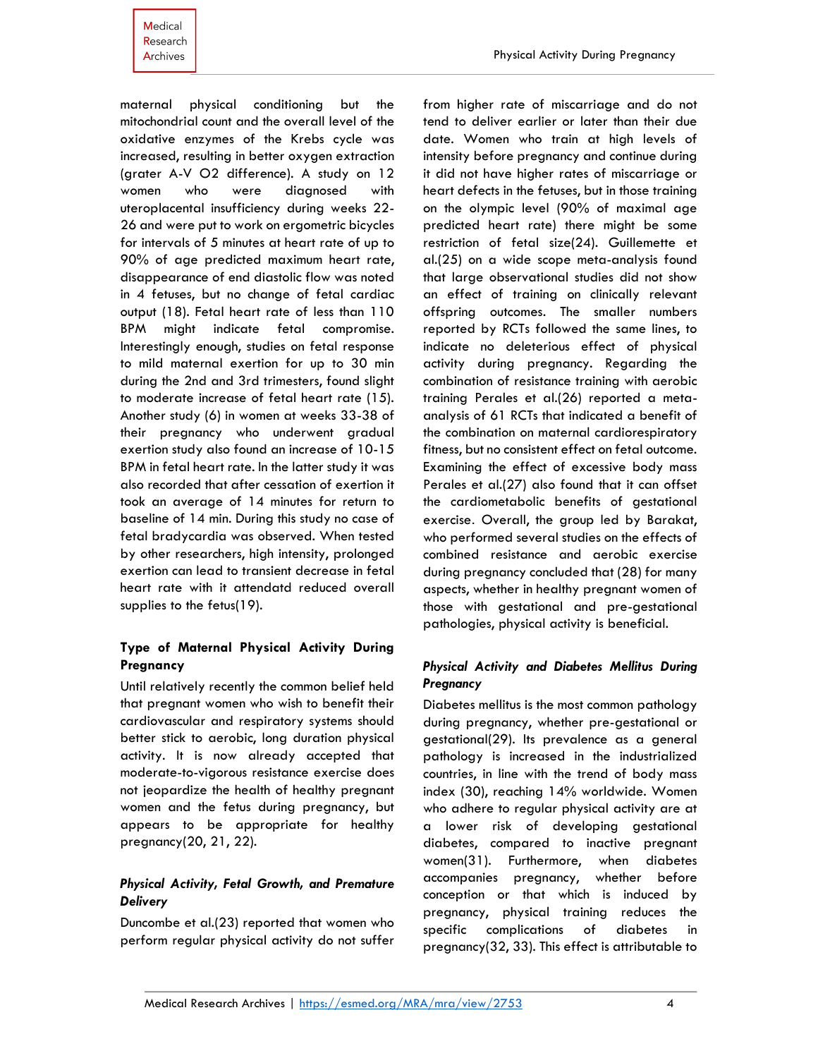maternal physical conditioning but the mitochondrial count and the overall level of the oxidative enzymes of the Krebs cycle was increased, resulting in better oxygen extraction (grater A-V O2 difference). A study on 12 women who were diagnosed with uteroplacental insufficiency during weeks 22-26 and were put to work on ergometric bicycles for intervals of 5 minutes at heart rate of up to 90% of age predicted maximum heart rate, disappearance of end diastolic flow was noted in 4 fetuses, but no change of fetal cardiac output (18). Fetal heart rate of less than 110 BPM might indicate fetal compromise. Interestingly enough, studies on fetal response to mild maternal exertion for up to 30 min during the 2nd and 3rd trimesters, found slight to moderate increase of fetal heart rate (15). Another study (6) in women at weeks 33-38 of their pregnancy who underwent gradual exertion study also found an increase of 10-15 BPM in fetal heart rate. In the latter study it was also recorded that after cessation of exertion it took an average of 14 minutes for return to baseline of 14 min. During this study no case of fetal bradycardia was observed. When tested by other researchers, high intensity, prolonged exertion can lead to transient decrease in fetal heart rate with it attendatd reduced overall supplies to the fetus(19).

## Type of Maternal Physical Activity During Pregnancy

Until relatively recently the common belief held that pregnant women who wish to benefit their cardiovascular and respiratory systems should better stick to aerobic, long duration physical activity. It is now already accepted that moderate-to-vigorous resistance exercise does not jeopardize the health of healthy pregnant women and the fetus during pregnancy, but appears to be appropriate for healthy pregnancy(20, 21, 22).

### *Physical Activity, Fetal Growth, and Premature Delivery*

Duncombe et al.(23) reported that women who perform regular physical activity do not suffer from higher rate of miscarriage and do not tend to deliver earlier or later than their due date. Women who train at high levels of intensity before pregnancy and continue during it did not have higher rates of miscarriage or heart defects in the fetuses, but in those training on the olympic level (90% of maximal age predicted heart rate) there might be some restriction of fetal size(24). Guillemette et al.(25) on a wide scope meta-analysis found that large observational studies did not show an effect of training on clinically relevant offspring outcomes. The smaller numbers reported by RCTs followed the same lines, to indicate no deleterious effect of physical activity during pregnancy. Regarding the combination of resistance training with aerobic training Perales et al.(26) reported a meta-analysis of 61 RCTs that indicated a benefit of the combination on maternal cardiorespiratory fitness, but no consistent effect on fetal outcome. Examining the effect of excessive body mass Perales et al.(27) also found that it can offset the cardiometabolic benefits of gestational exercise. Overall, the group led by Barakat, who performed several studies on the effects of combined resistance and aerobic exercise during pregnancy concluded that (28) for many aspects, whether in healthy pregnant women of those with gestational and pre-gestational pathologies, physical activity is beneficial.

### *Physical Activity and Diabetes Mellitus During Pregnancy*

Diabetes mellitus is the most common pathology during pregnancy, whether pre-gestational or gestational(29). Its prevalence as a general pathology is increased in the industrialized countries, in line with the trend of body mass index (30), reaching 14% worldwide. Women who adhere to regular physical activity are at a lower risk of developing gestational diabetes, compared to inactive pregnant women(31). Furthermore, when diabetes accompanies pregnancy, whether before conception or that which is induced by pregnancy, physical training reduces the specific complications of diabetes in pregnancy(32, 33). This effect is attributable to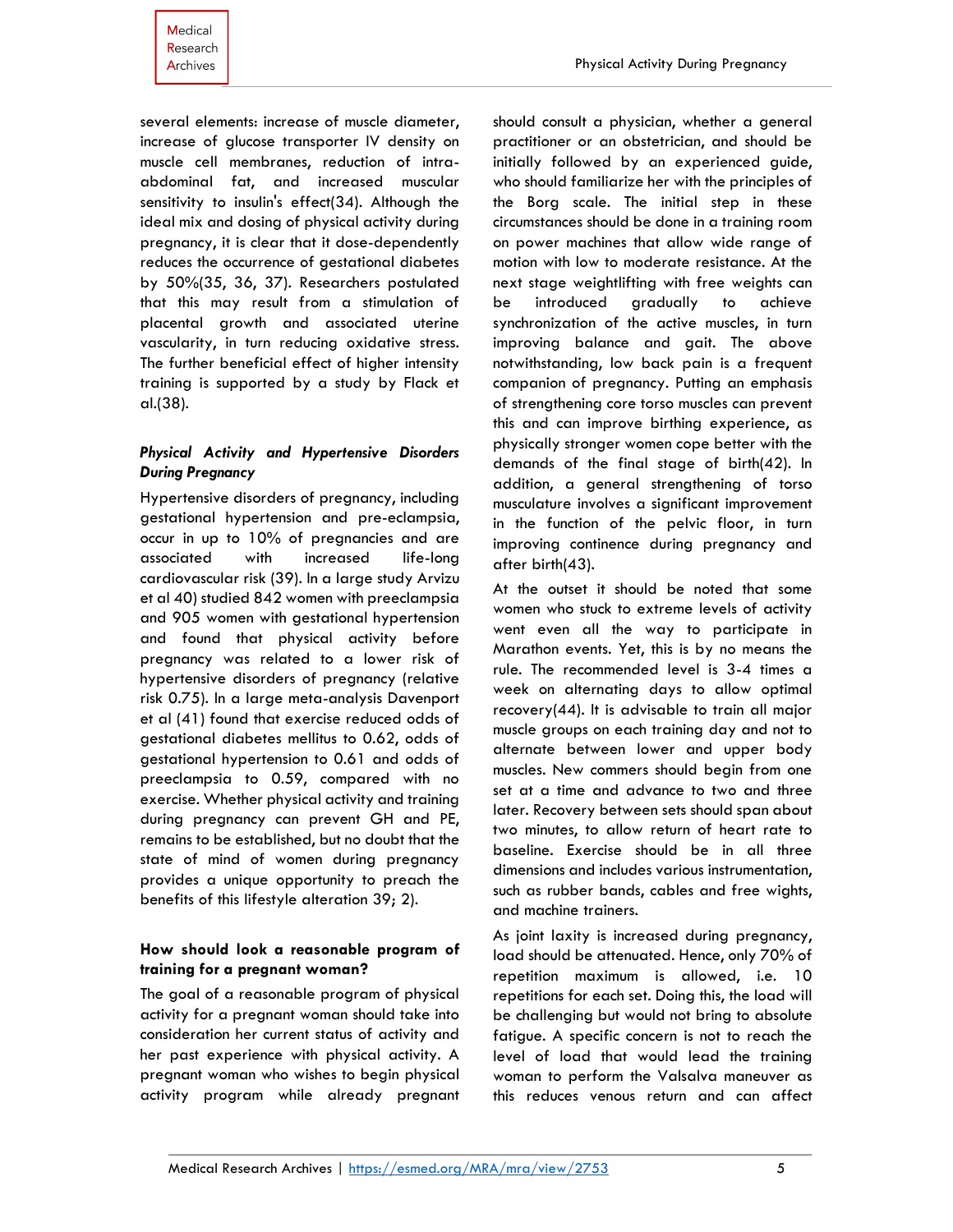several elements: increase of muscle diameter, increase of glucose transporter IV density on muscle cell membranes, reduction of intra-abdominal fat, and increased muscular sensitivity to insulin's effect(34). Although the ideal mix and dosing of physical activity during pregnancy, it is clear that it dose-dependently reduces the occurrence of gestational diabetes by 50%(35, 36, 37). Researchers postulated that this may result from a stimulation of placental growth and associated uterine vascularity, in turn reducing oxidative stress. The further beneficial effect of higher intensity training is supported by a study by Flack et al.(38).

### *Physical Activity and Hypertensive Disorders During Pregnancy*

Hypertensive disorders of pregnancy, including gestational hypertension and pre-eclampsia, occur in up to 10% of pregnancies and are associated with increased life-long cardiovascular risk (39). In a large study Arvizu et al 40) studied 842 women with preeclampsia and 905 women with gestational hypertension and found that physical activity before pregnancy was related to a lower risk of hypertensive disorders of pregnancy (relative risk 0.75). In a large meta-analysis Davenport et al (41) found that exercise reduced odds of gestational diabetes mellitus to 0.62, odds of gestational hypertension to 0.61 and odds of preeclampsia to 0.59, compared with no exercise. Whether physical activity and training during pregnancy can prevent GH and PE, remains to be established, but no doubt that the state of mind of women during pregnancy provides a unique opportunity to preach the benefits of this lifestyle alteration 39; 2).

### How should look a reasonable program of training for a pregnant woman?

The goal of a reasonable program of physical activity for a pregnant woman should take into consideration her current status of activity and her past experience with physical activity. A pregnant woman who wishes to begin physical activity program while already pregnant should consult a physician, whether a general practitioner or an obstetrician, and should be initially followed by an experienced guide, who should familiarize her with the principles of the Borg scale. The initial step in these circumstances should be done in a training room on power machines that allow wide range of motion with low to moderate resistance. At the next stage weightlifting with free weights can be introduced gradually to achieve synchronization of the active muscles, in turn improving balance and gait. The above notwithstanding, low back pain is a frequent companion of pregnancy. Putting an emphasis of strengthening core torso muscles can prevent this and can improve birthing experience, as physically stronger women cope better with the demands of the final stage of birth(42). In addition, a general strengthening of torso musculature involves a significant improvement in the function of the pelvic floor, in turn improving continence during pregnancy and after birth(43).

At the outset it should be noted that some women who stuck to extreme levels of activity went even all the way to participate in Marathon events. Yet, this is by no means the rule. The recommended level is 3-4 times a week on alternating days to allow optimal recovery(44). It is advisable to train all major muscle groups on each training day and not to alternate between lower and upper body muscles. New commers should begin from one set at a time and advance to two and three later. Recovery between sets should span about two minutes, to allow return of heart rate to baseline. Exercise should be in all three dimensions and includes various instrumentation, such as rubber bands, cables and free wights, and machine trainers.

As joint laxity is increased during pregnancy, load should be attenuated. Hence, only 70% of repetition maximum is allowed, i.e. 10 repetitions for each set. Doing this, the load will be challenging but would not bring to absolute fatigue. A specific concern is not to reach the level of load that would lead the training woman to perform the Valsalva maneuver as this reduces venous return and can affect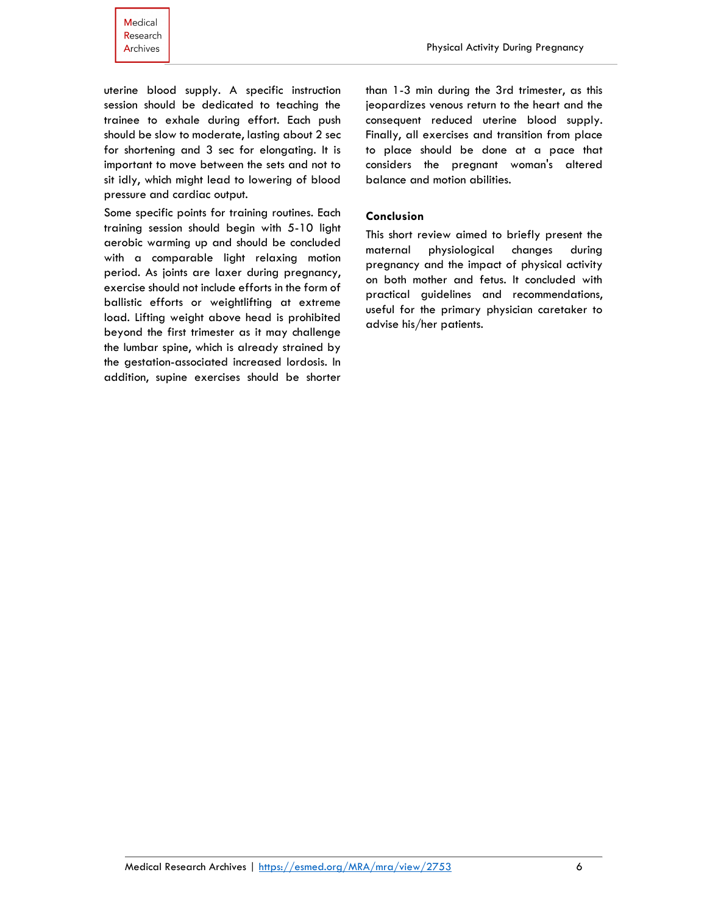uterine blood supply. A specific instruction session should be dedicated to teaching the trainee to exhale during effort. Each push should be slow to moderate, lasting about 2 sec for shortening and 3 sec for elongating. It is important to move between the sets and not to sit idly, which might lead to lowering of blood pressure and cardiac output.

Some specific points for training routines. Each training session should begin with 5-10 light aerobic warming up and should be concluded with a comparable light relaxing motion period. As joints are laxer during pregnancy, exercise should not include efforts in the form of ballistic efforts or weightlifting at extreme load. Lifting weight above head is prohibited beyond the first trimester as it may challenge the lumbar spine, which is already strained by the gestation-associated increased lordosis. In addition, supine exercises should be shorter than 1-3 min during the 3rd trimester, as this jeopardizes venous return to the heart and the consequent reduced uterine blood supply. Finally, all exercises and transition from place to place should be done at a pace that considers the pregnant woman's altered balance and motion abilities.

## Conclusion

This short review aimed to briefly present the maternal physiological changes during pregnancy and the impact of physical activity on both mother and fetus. It concluded with practical guidelines and recommendations, useful for the primary physician caretaker to advise his/her patients.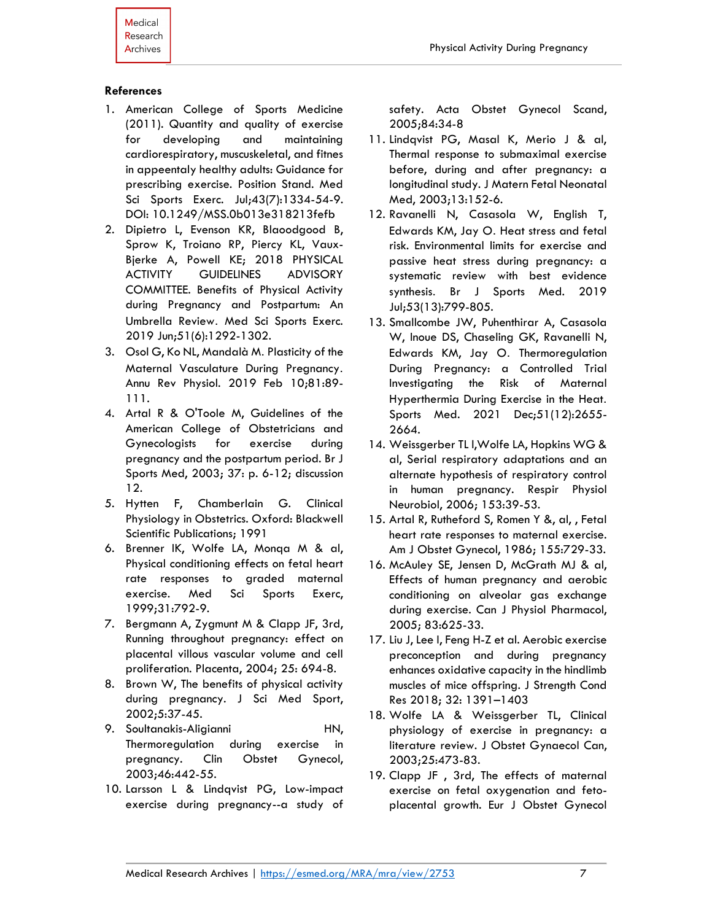**References**

1. American College of Sports Medicine (2011). Quantity and quality of exercise for developing and maintaining cardiorespiratory, muscuskeletal, and fitnes in appeentaly healthy adults: Guidance for prescribing exercise. Position Stand. Med Sci Sports Exerc. Jul;43(7):1334-54-9. DOI: 10.1249/MSS.0b013e318213fefb
2. Dipietro L, Evenson KR, Blaoodgood B, Sprow K, Troiano RP, Piercy KL, Vaux-Bjerke A, Powell KE; 2018 PHYSICAL ACTIVITY GUIDELINES ADVISORY COMMITTEE. Benefits of Physical Activity during Pregnancy and Postpartum: An Umbrella Review. Med Sci Sports Exerc. 2019 Jun;51(6):1292-1302.
3. Osol G, Ko NL, Mandalà M. Plasticity of the Maternal Vasculature During Pregnancy. Annu Rev Physiol. 2019 Feb 10;81:89-111.
4. Artal R & O'Toole M, Guidelines of the American College of Obstetricians and Gynecologists for exercise during pregnancy and the postpartum period. Br J Sports Med, 2003; 37: p. 6-12; discussion 12.
5. Hytten F, Chamberlain G. Clinical Physiology in Obstetrics. Oxford: Blackwell Scientific Publications; 1991
6. Brenner IK, Wolfe LA, Monqa M & al, Physical conditioning effects on fetal heart rate responses to graded maternal exercise. Med Sci Sports Exerc, 1999;31:792-9.
7. Bergmann A, Zygmunt M & Clapp JF, 3rd, Running throughout pregnancy: effect on placental villous vascular volume and cell proliferation. Placenta, 2004; 25: 694-8.
8. Brown W, The benefits of physical activity during pregnancy. J Sci Med Sport, 2002;5:37-45.
9. Soultanakis-Aligianni HN, Thermoregulation during exercise in pregnancy. Clin Obstet Gynecol, 2003;46:442-55.
10. Larsson L & Lindqvist PG, Low-impact exercise during pregnancy--a study of safety. Acta Obstet Gynecol Scand, 2005;84:34-8
11. Lindqvist PG, Masal K, Merio J & al, Thermal response to submaximal exercise before, during and after pregnancy: a longitudinal study. J Matern Fetal Neonatal Med, 2003;13:152-6.
12. Ravanelli N, Casasola W, English T, Edwards KM, Jay O. Heat stress and fetal risk. Environmental limits for exercise and passive heat stress during pregnancy: a systematic review with best evidence synthesis. Br J Sports Med. 2019 Jul;53(13):799-805.
13. Smallcombe JW, Puhenthirar A, Casasola W, Inoue DS, Chaseling GK, Ravanelli N, Edwards KM, Jay O. Thermoregulation During Pregnancy: a Controlled Trial Investigating the Risk of Maternal Hyperthermia During Exercise in the Heat. Sports Med. 2021 Dec;51(12):2655-2664.
14. Weissgerber TL l,Wolfe LA, Hopkins WG & al, Serial respiratory adaptations and an alternate hypothesis of respiratory control in human pregnancy. Respir Physiol Neurobiol, 2006; 153:39-53.
15. Artal R, Rutheford S, Romen Y &, al, , Fetal heart rate responses to maternal exercise. Am J Obstet Gynecol, 1986; 155:729-33.
16. McAuley SE, Jensen D, McGrath MJ & al, Effects of human pregnancy and aerobic conditioning on alveolar gas exchange during exercise. Can J Physiol Pharmacol, 2005; 83:625-33.
17. Liu J, Lee I, Feng H-Z et al. Aerobic exercise preconception and during pregnancy enhances oxidative capacity in the hindlimb muscles of mice offspring. J Strength Cond Res 2018; 32: 1391–1403
18. Wolfe LA & Weissgerber TL, Clinical physiology of exercise in pregnancy: a literature review. J Obstet Gynaecol Can, 2003;25:473-83.
19. Clapp JF , 3rd, The effects of maternal exercise on fetal oxygenation and feto-placental growth. Eur J Obstet Gynecol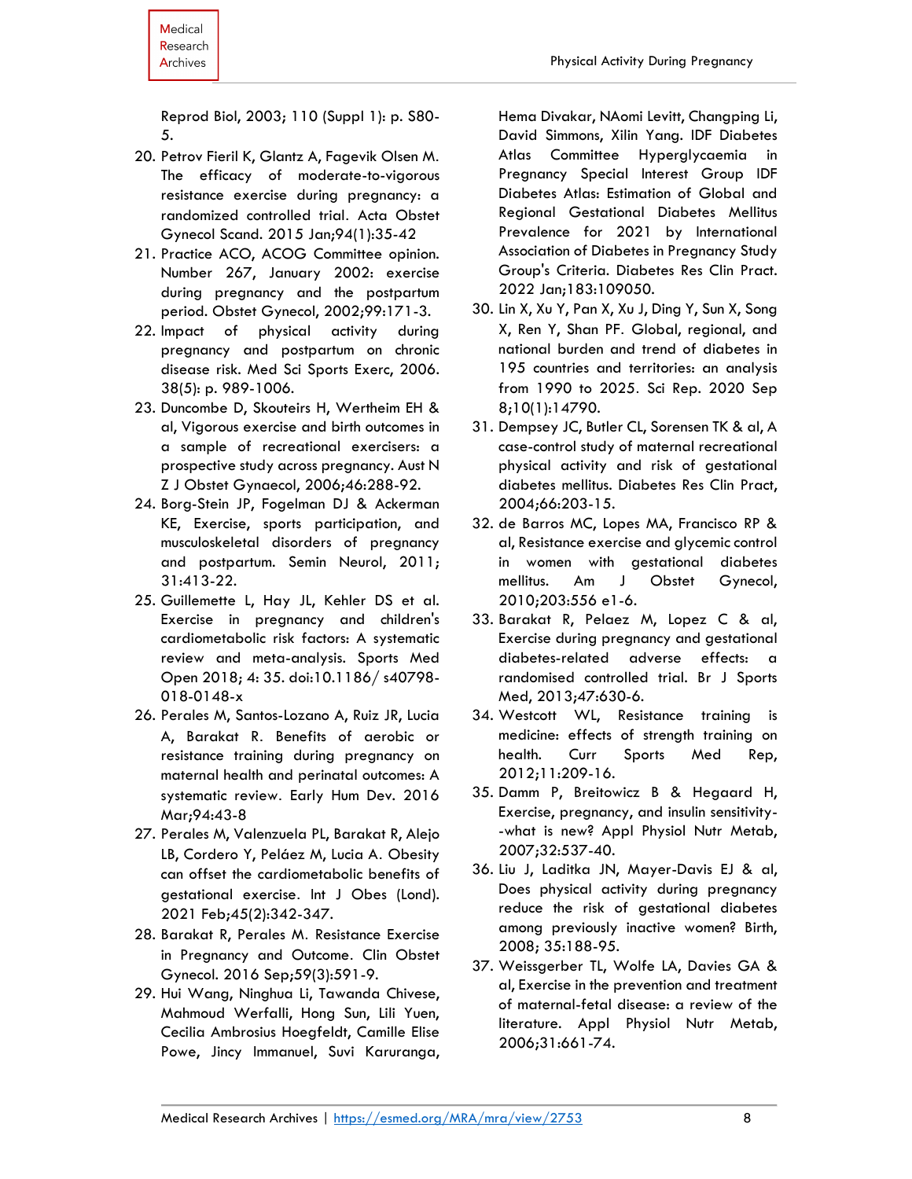Reprod Biol, 2003; 110 (Suppl 1): p. S80-5.

20. Petrov Fieril K, Glantz A, Fagevik Olsen M. The efficacy of moderate-to-vigorous resistance exercise during pregnancy: a randomized controlled trial. Acta Obstet Gynecol Scand. 2015 Jan;94(1):35-42
21. Practice ACO, ACOG Committee opinion. Number 267, January 2002: exercise during pregnancy and the postpartum period. Obstet Gynecol, 2002;99:171-3.
22. Impact of physical activity during pregnancy and postpartum on chronic disease risk. Med Sci Sports Exerc, 2006. 38(5): p. 989-1006.
23. Duncombe D, Skouteirs H, Wertheim EH & al, Vigorous exercise and birth outcomes in a sample of recreational exercisers: a prospective study across pregnancy. Aust N Z J Obstet Gynaecol, 2006;46:288-92.
24. Borg-Stein JP, Fogelman DJ & Ackerman KE, Exercise, sports participation, and musculoskeletal disorders of pregnancy and postpartum. Semin Neurol, 2011; 31:413-22.
25. Guillemette L, Hay JL, Kehler DS et al. Exercise in pregnancy and children's cardiometabolic risk factors: A systematic review and meta-analysis. Sports Med Open 2018; 4: 35. doi:10.1186/ s40798-018-0148-x
26. Perales M, Santos-Lozano A, Ruiz JR, Lucia A, Barakat R. Benefits of aerobic or resistance training during pregnancy on maternal health and perinatal outcomes: A systematic review. Early Hum Dev. 2016 Mar;94:43-8
27. Perales M, Valenzuela PL, Barakat R, Alejo LB, Cordero Y, Peláez M, Lucia A. Obesity can offset the cardiometabolic benefits of gestational exercise. Int J Obes (Lond). 2021 Feb;45(2):342-347.
28. Barakat R, Perales M. Resistance Exercise in Pregnancy and Outcome. Clin Obstet Gynecol. 2016 Sep;59(3):591-9.
29. Hui Wang, Ninghua Li, Tawanda Chivese, Mahmoud Werfalli, Hong Sun, Lili Yuen, Cecilia Ambrosius Hoegfeldt, Camille Elise Powe, Jincy Immanuel, Suvi Karuranga, Hema Divakar, NAomi Levitt, Changping Li, David Simmons, Xilin Yang. IDF Diabetes Atlas Committee Hyperglycaemia in Pregnancy Special Interest Group IDF Diabetes Atlas: Estimation of Global and Regional Gestational Diabetes Mellitus Prevalence for 2021 by International Association of Diabetes in Pregnancy Study Group's Criteria. Diabetes Res Clin Pract. 2022 Jan;183:109050.
30. Lin X, Xu Y, Pan X, Xu J, Ding Y, Sun X, Song X, Ren Y, Shan PF. Global, regional, and national burden and trend of diabetes in 195 countries and territories: an analysis from 1990 to 2025. Sci Rep. 2020 Sep 8;10(1):14790.
31. Dempsey JC, Butler CL, Sorensen TK & al, A case-control study of maternal recreational physical activity and risk of gestational diabetes mellitus. Diabetes Res Clin Pract, 2004;66:203-15.
32. de Barros MC, Lopes MA, Francisco RP & al, Resistance exercise and glycemic control in women with gestational diabetes mellitus. Am J Obstet Gynecol, 2010;203:556 e1-6.
33. Barakat R, Pelaez M, Lopez C & al, Exercise during pregnancy and gestational diabetes-related adverse effects: a randomised controlled trial. Br J Sports Med, 2013;47:630-6.
34. Westcott WL, Resistance training is medicine: effects of strength training on health. Curr Sports Med Rep, 2012;11:209-16.
35. Damm P, Breitowicz B & Hegaard H, Exercise, pregnancy, and insulin sensitivity--what is new? Appl Physiol Nutr Metab, 2007;32:537-40.
36. Liu J, Laditka JN, Mayer-Davis EJ & al, Does physical activity during pregnancy reduce the risk of gestational diabetes among previously inactive women? Birth, 2008; 35:188-95.
37. Weissgerber TL, Wolfe LA, Davies GA & al, Exercise in the prevention and treatment of maternal-fetal disease: a review of the literature. Appl Physiol Nutr Metab, 2006;31:661-74.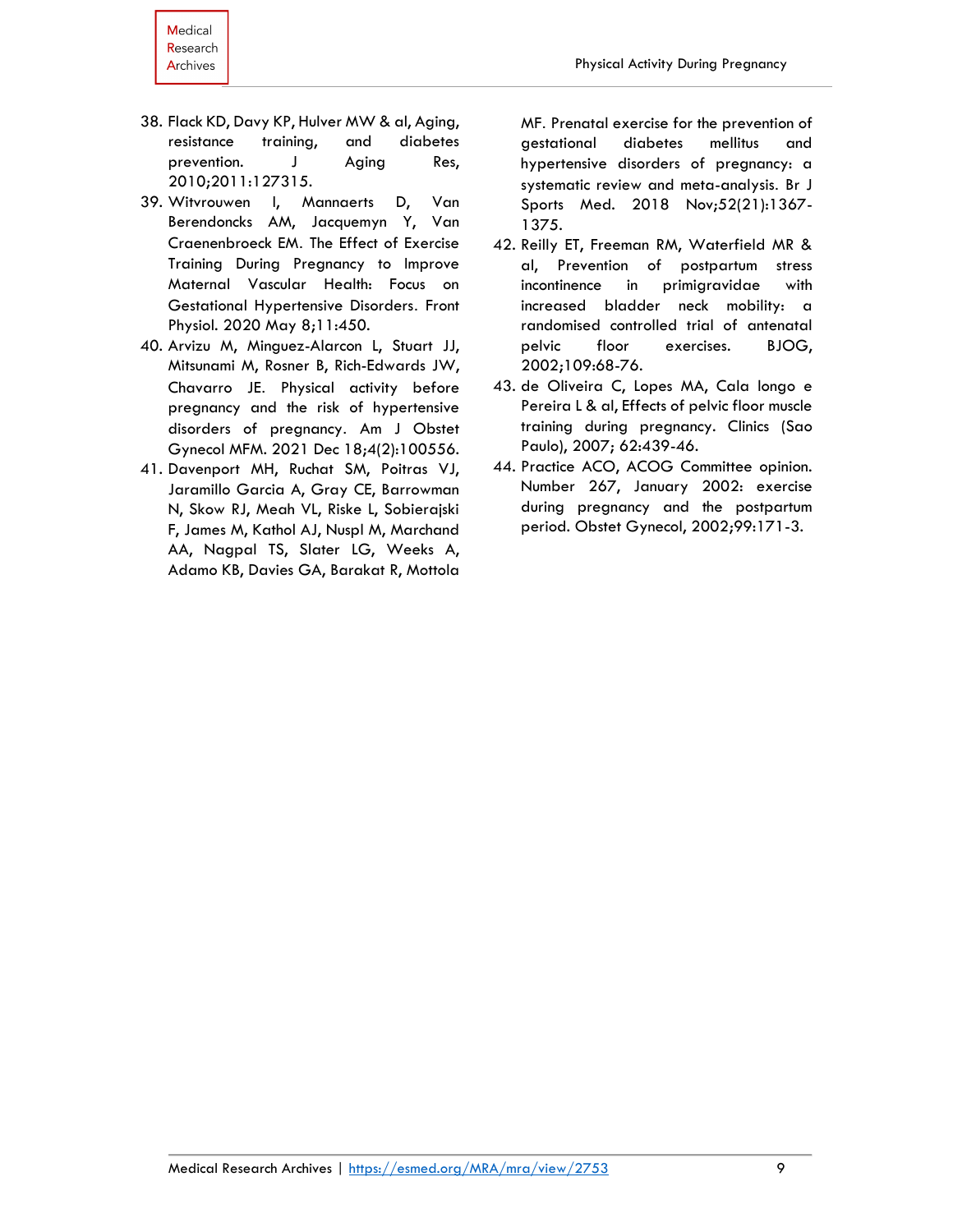38. Flack KD, Davy KP, Hulver MW & al, Aging, resistance training, and diabetes prevention. J Aging Res, 2010;2011:127315.
39. Witvrouwen I, Mannaerts D, Van Berendoncks AM, Jacquemyn Y, Van Craenenbroeck EM. The Effect of Exercise Training During Pregnancy to Improve Maternal Vascular Health: Focus on Gestational Hypertensive Disorders. Front Physiol. 2020 May 8;11:450.
40. Arvizu M, Minguez-Alarcon L, Stuart JJ, Mitsunami M, Rosner B, Rich-Edwards JW, Chavarro JE. Physical activity before pregnancy and the risk of hypertensive disorders of pregnancy. Am J Obstet Gynecol MFM. 2021 Dec 18;4(2):100556.
41. Davenport MH, Ruchat SM, Poitras VJ, Jaramillo Garcia A, Gray CE, Barrowman N, Skow RJ, Meah VL, Riske L, Sobierajski F, James M, Kathol AJ, Nuspl M, Marchand AA, Nagpal TS, Slater LG, Weeks A, Adamo KB, Davies GA, Barakat R, Mottola MF. Prenatal exercise for the prevention of gestational diabetes mellitus and hypertensive disorders of pregnancy: a systematic review and meta-analysis. Br J Sports Med. 2018 Nov;52(21):1367-1375.
42. Reilly ET, Freeman RM, Waterfield MR & al, Prevention of postpartum stress incontinence in primigravidae with increased bladder neck mobility: a randomised controlled trial of antenatal pelvic floor exercises. BJOG, 2002;109:68-76.
43. de Oliveira C, Lopes MA, Cala longo e Pereira L & al, Effects of pelvic floor muscle training during pregnancy. Clinics (Sao Paulo), 2007; 62:439-46.
44. Practice ACO, ACOG Committee opinion. Number 267, January 2002: exercise during pregnancy and the postpartum period. Obstet Gynecol, 2002;99:171-3.